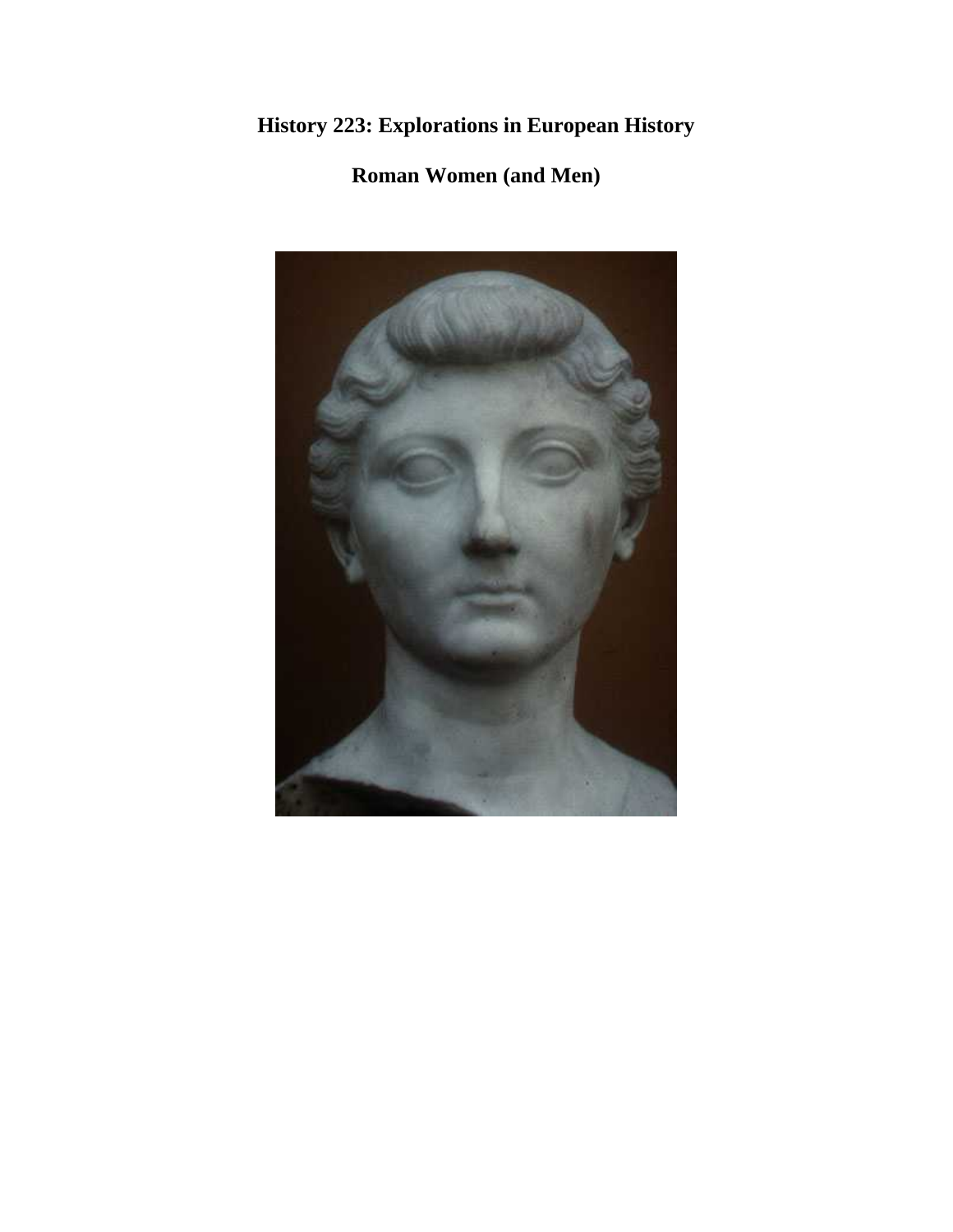# History 223: Explorations in European History

## Roman Women (and Men)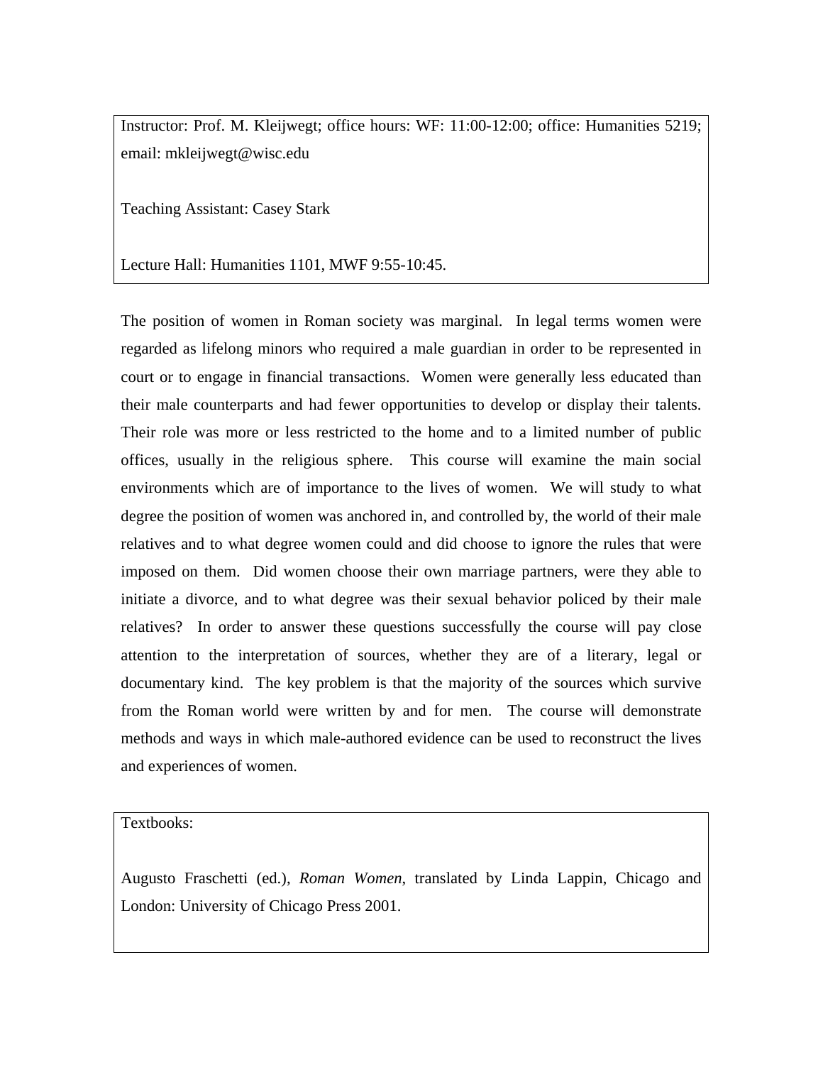Instructor: Prof. M. Kleijwegt; office hours: WF: 11:00-12:00; office: Humanities 5219; email: mkleijwegt@wisc.edu

Teaching Assistant: Casey Stark

Lecture Hall: Humanities 1101, MWF 9:55-10:45.

The position of women in Roman society was marginal. In legal terms women were regarded as lifelong minors who required a male guardian in order to be represented in court or to engage in financial transactions. Women were generally less educated than their male counterparts and had fewer opportunities to develop or display their talents. Their role was more or less restricted to the home and to a limited number of public offices, usually in the religious sphere. This course will examine the main social environments which are of importance to the lives of women. We will study to what degree the position of women was anchored in, and controlled by, the world of their male relatives and to what degree women could and did choose to ignore the rules that were imposed on them. Did women choose their own marriage partners, were they able to initiate a divorce, and to what degree was their sexual behavior policed by their male relatives? In order to answer these questions successfully the course will pay close attention to the interpretation of sources, whether they are of a literary, legal or documentary kind. The key problem is that the majority of the sources which survive from the Roman world were written by and for men. The course will demonstrate methods and ways in which male-authored evidence can be used to reconstruct the lives and experiences of women.

Textbooks:

Augusto Fraschetti (ed.), *Roman Women*, translated by Linda Lappin, Chicago and London: University of Chicago Press 2001.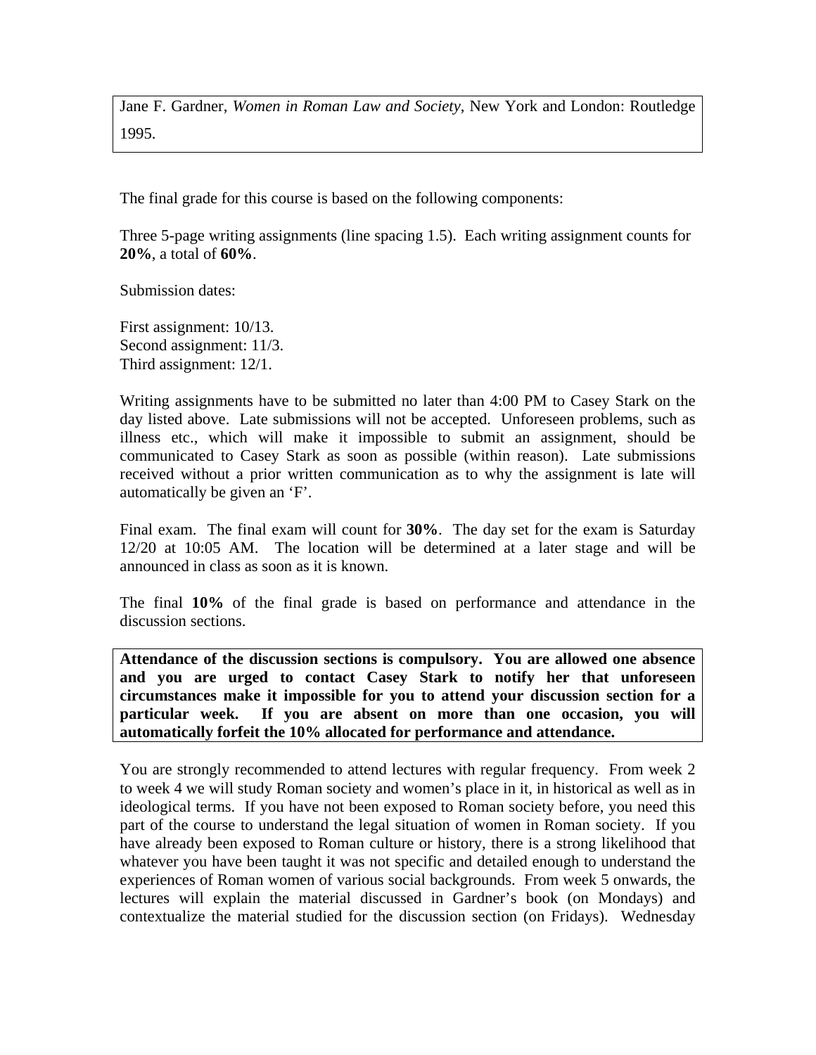Jane F. Gardner, *Women in Roman Law and Society*, New York and London: Routledge 1995.

The final grade for this course is based on the following components:

Three 5-page writing assignments (line spacing 1.5). Each writing assignment counts for **20%**, a total of **60%**.

Submission dates:

First assignment: 10/13.
Second assignment: 11/3.
Third assignment: 12/1.

Writing assignments have to be submitted no later than 4:00 PM to Casey Stark on the day listed above. Late submissions will not be accepted. Unforeseen problems, such as illness etc., which will make it impossible to submit an assignment, should be communicated to Casey Stark as soon as possible (within reason). Late submissions received without a prior written communication as to why the assignment is late will automatically be given an 'F'.

Final exam. The final exam will count for **30%**. The day set for the exam is Saturday 12/20 at 10:05 AM. The location will be determined at a later stage and will be announced in class as soon as it is known.

The final **10%** of the final grade is based on performance and attendance in the discussion sections.

**Attendance of the discussion sections is compulsory. You are allowed one absence and you are urged to contact Casey Stark to notify her that unforeseen circumstances make it impossible for you to attend your discussion section for a particular week. If you are absent on more than one occasion, you will automatically forfeit the 10% allocated for performance and attendance.**

You are strongly recommended to attend lectures with regular frequency. From week 2 to week 4 we will study Roman society and women's place in it, in historical as well as in ideological terms. If you have not been exposed to Roman society before, you need this part of the course to understand the legal situation of women in Roman society. If you have already been exposed to Roman culture or history, there is a strong likelihood that whatever you have been taught it was not specific and detailed enough to understand the experiences of Roman women of various social backgrounds. From week 5 onwards, the lectures will explain the material discussed in Gardner's book (on Mondays) and contextualize the material studied for the discussion section (on Fridays). Wednesday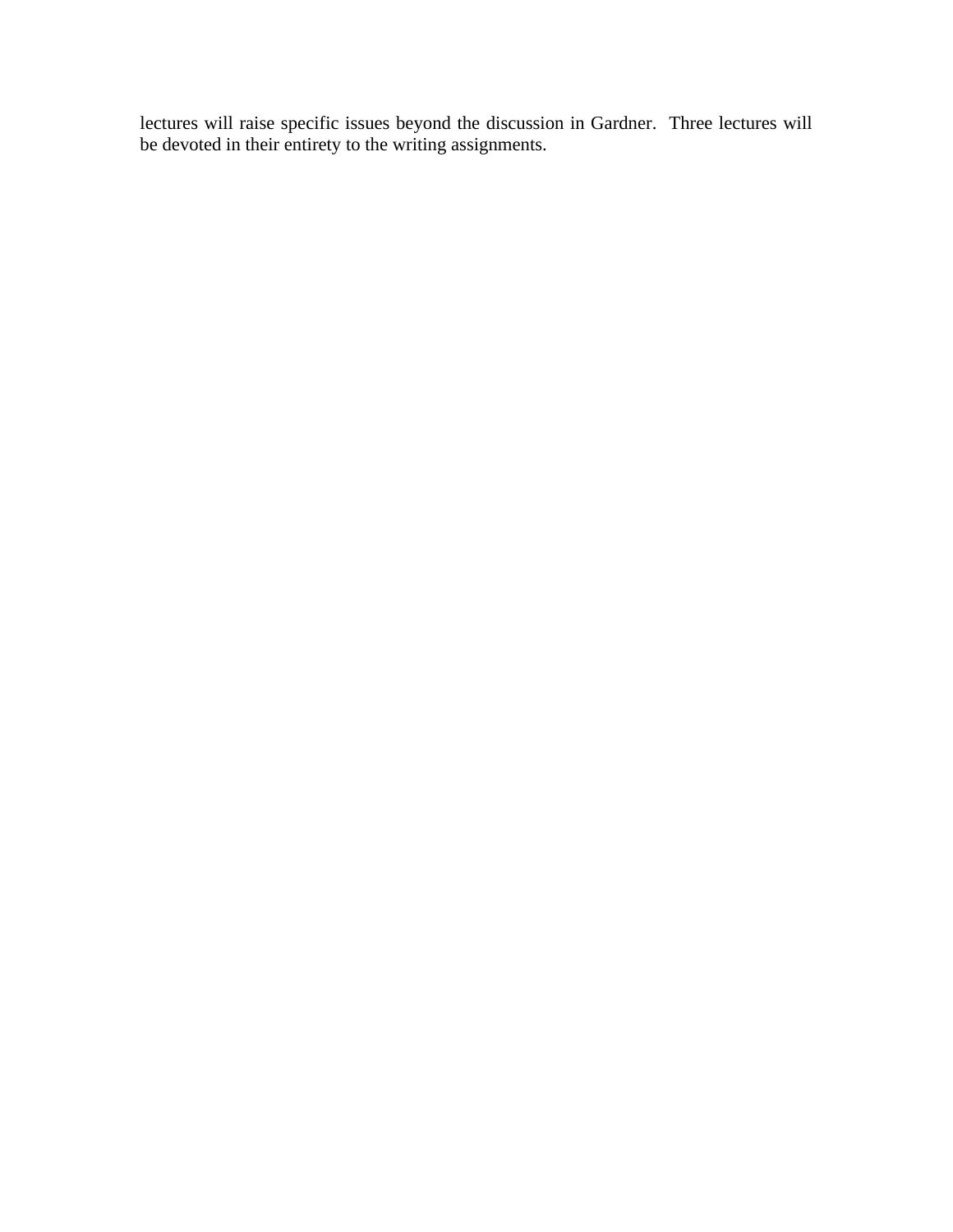lectures will raise specific issues beyond the discussion in Gardner. Three lectures will be devoted in their entirety to the writing assignments.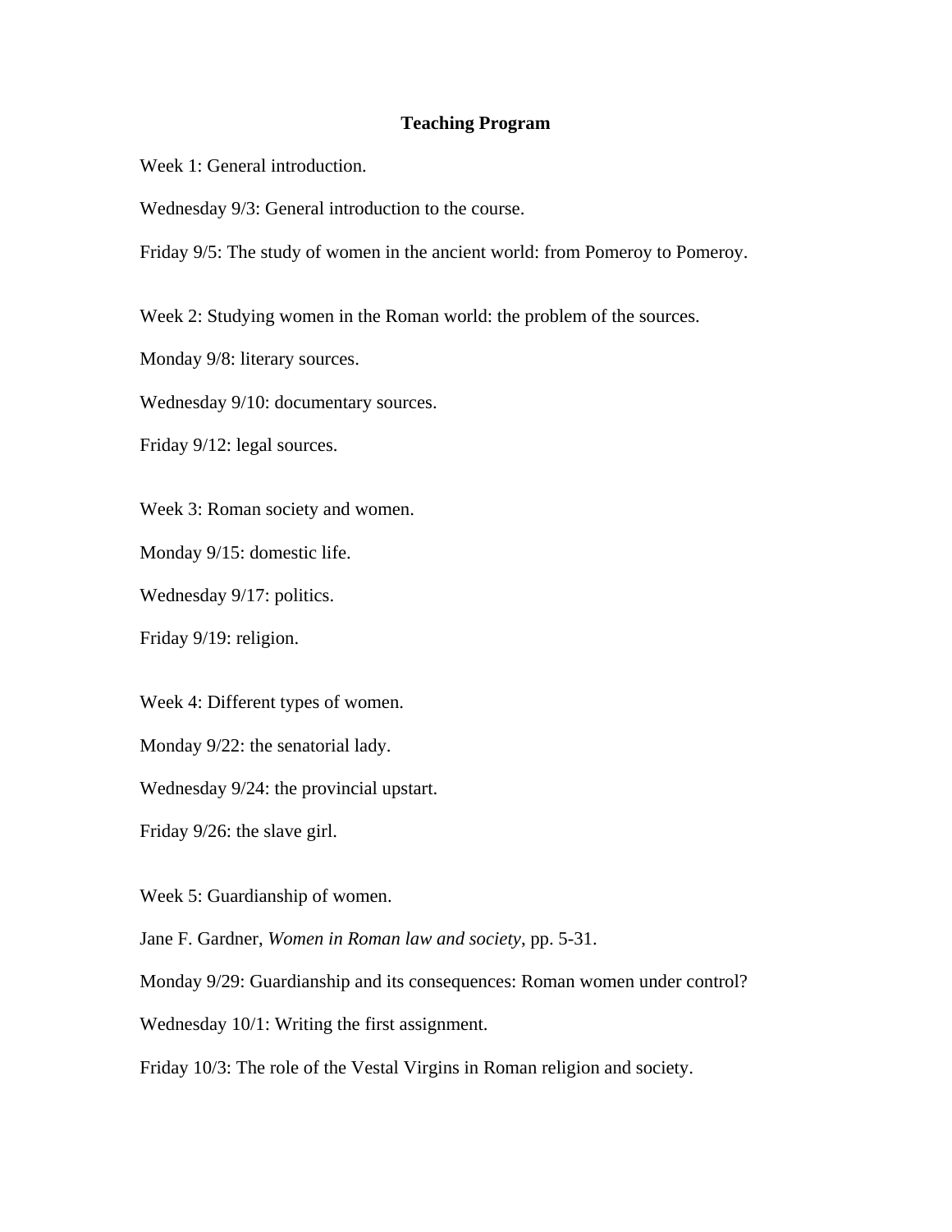## Teaching Program

Week 1: General introduction.

Wednesday 9/3: General introduction to the course.

Friday 9/5: The study of women in the ancient world: from Pomeroy to Pomeroy.

Week 2: Studying women in the Roman world: the problem of the sources.

Monday 9/8: literary sources.

Wednesday 9/10: documentary sources.

Friday 9/12: legal sources.

Week 3: Roman society and women.

Monday 9/15: domestic life.

Wednesday 9/17: politics.

Friday 9/19: religion.

Week 4: Different types of women.

Monday 9/22: the senatorial lady.

Wednesday 9/24: the provincial upstart.

Friday 9/26: the slave girl.

Week 5: Guardianship of women.

Jane F. Gardner, *Women in Roman law and society*, pp. 5-31.

Monday 9/29: Guardianship and its consequences: Roman women under control?

Wednesday 10/1: Writing the first assignment.

Friday 10/3: The role of the Vestal Virgins in Roman religion and society.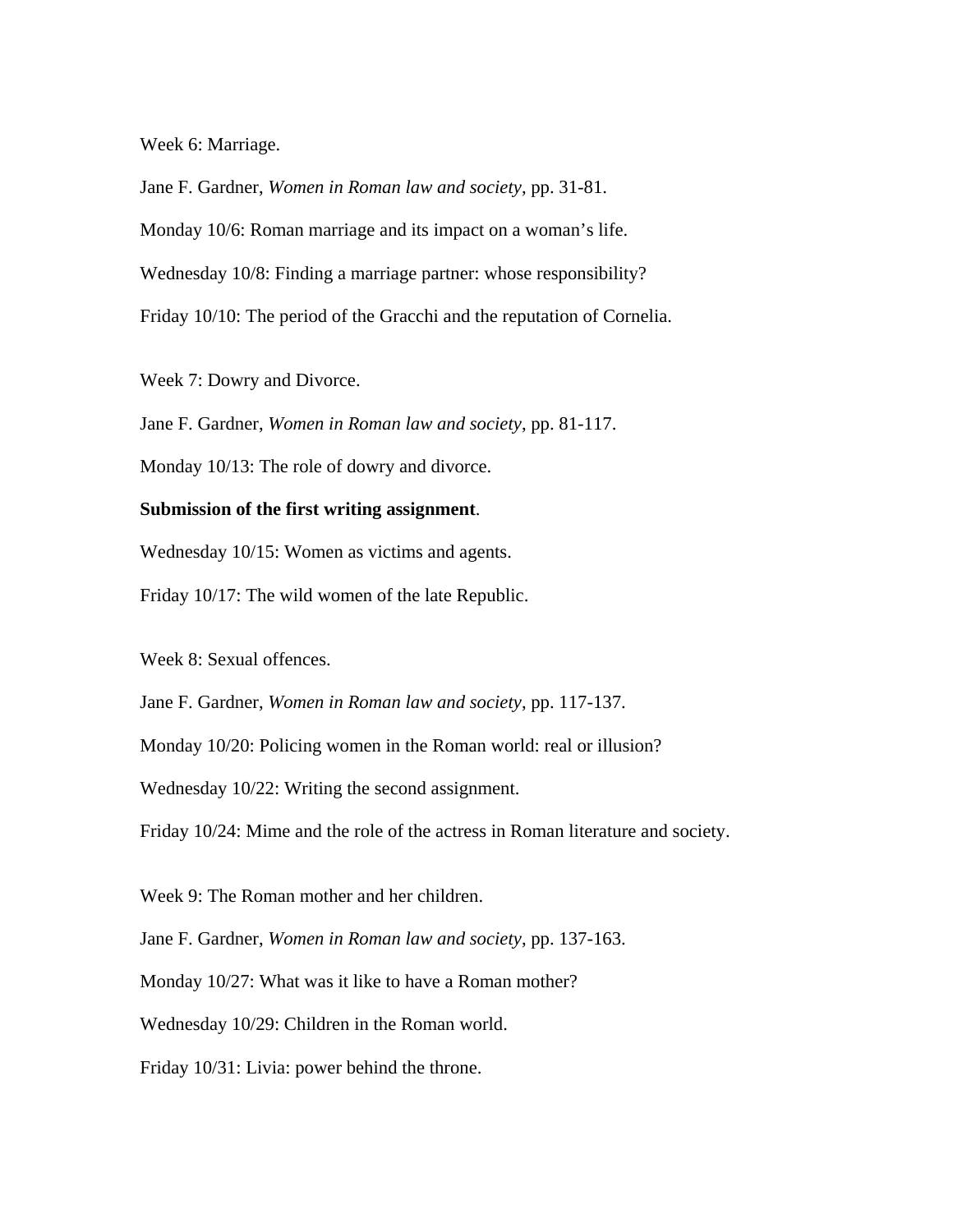Week 6: Marriage.

Jane F. Gardner, *Women in Roman law and society*, pp. 31-81.

Monday 10/6: Roman marriage and its impact on a woman's life.

Wednesday 10/8: Finding a marriage partner: whose responsibility?

Friday 10/10: The period of the Gracchi and the reputation of Cornelia.

Week 7: Dowry and Divorce.

Jane F. Gardner, *Women in Roman law and society*, pp. 81-117.

Monday 10/13: The role of dowry and divorce.

**Submission of the first writing assignment**.

Wednesday 10/15: Women as victims and agents.

Friday 10/17: The wild women of the late Republic.

Week 8: Sexual offences.

Jane F. Gardner, *Women in Roman law and society*, pp. 117-137.

Monday 10/20: Policing women in the Roman world: real or illusion?

Wednesday 10/22: Writing the second assignment.

Friday 10/24: Mime and the role of the actress in Roman literature and society.

Week 9: The Roman mother and her children.

Jane F. Gardner, *Women in Roman law and society*, pp. 137-163.

Monday 10/27: What was it like to have a Roman mother?

Wednesday 10/29: Children in the Roman world.

Friday 10/31: Livia: power behind the throne.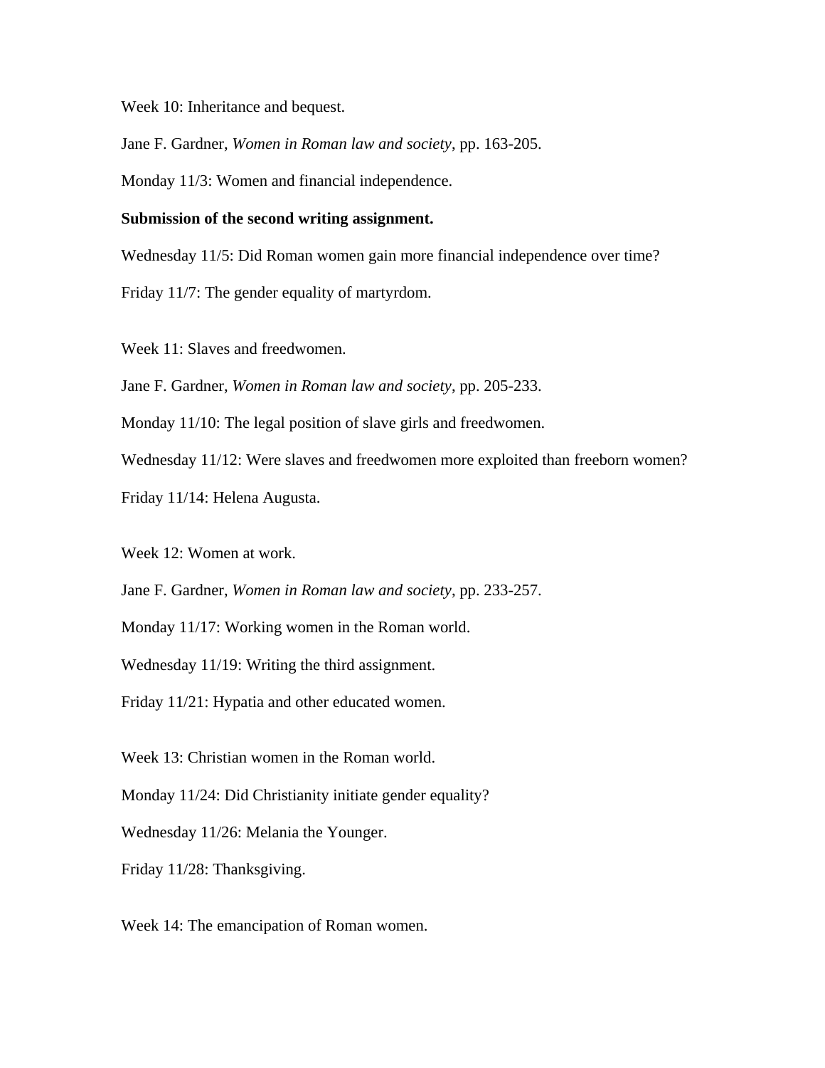Week 10: Inheritance and bequest.

Jane F. Gardner, *Women in Roman law and society*, pp. 163-205.

Monday 11/3: Women and financial independence.

**Submission of the second writing assignment.**

Wednesday 11/5: Did Roman women gain more financial independence over time?

Friday 11/7: The gender equality of martyrdom.

Week 11: Slaves and freedwomen.

Jane F. Gardner, *Women in Roman law and society*, pp. 205-233.

Monday 11/10: The legal position of slave girls and freedwomen.

Wednesday 11/12: Were slaves and freedwomen more exploited than freeborn women?

Friday 11/14: Helena Augusta.

Week 12: Women at work.

Jane F. Gardner, *Women in Roman law and society*, pp. 233-257.

Monday 11/17: Working women in the Roman world.

Wednesday 11/19: Writing the third assignment.

Friday 11/21: Hypatia and other educated women.

Week 13: Christian women in the Roman world.

Monday 11/24: Did Christianity initiate gender equality?

Wednesday 11/26: Melania the Younger.

Friday 11/28: Thanksgiving.

Week 14: The emancipation of Roman women.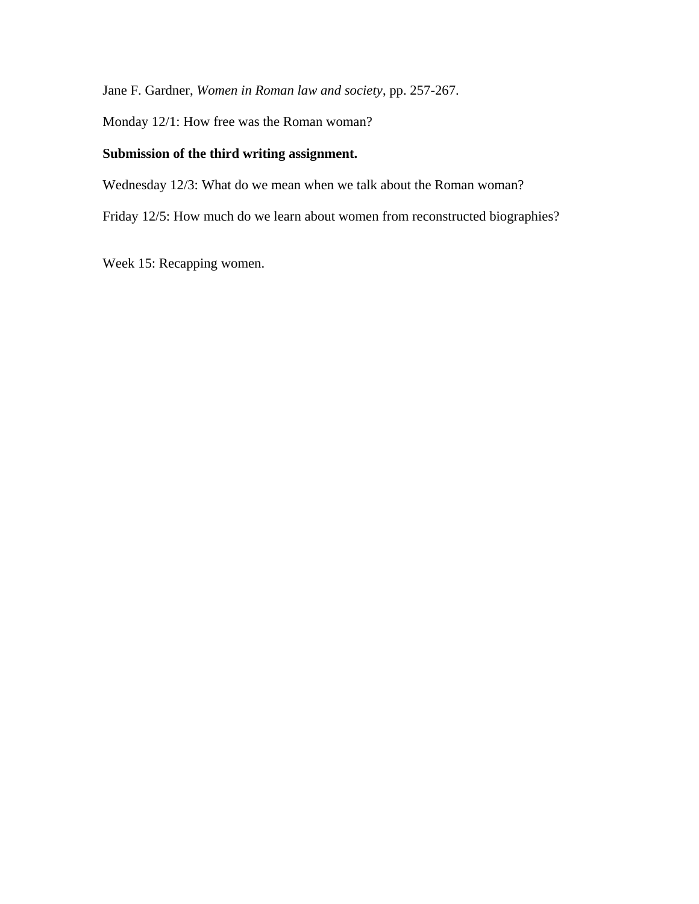Jane F. Gardner, *Women in Roman law and society*, pp. 257-267.

Monday 12/1: How free was the Roman woman?

**Submission of the third writing assignment.**

Wednesday 12/3: What do we mean when we talk about the Roman woman?

Friday 12/5: How much do we learn about women from reconstructed biographies?

Week 15: Recapping women.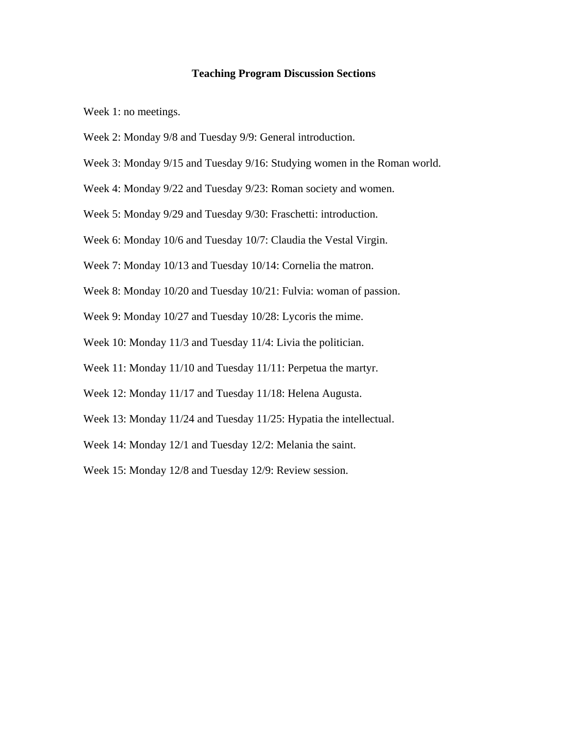**Teaching Program Discussion Sections**

Week 1: no meetings.

Week 2: Monday 9/8 and Tuesday 9/9: General introduction.

Week 3: Monday 9/15 and Tuesday 9/16: Studying women in the Roman world.

Week 4: Monday 9/22 and Tuesday 9/23: Roman society and women.

Week 5: Monday 9/29 and Tuesday 9/30: Fraschetti: introduction.

Week 6: Monday 10/6 and Tuesday 10/7: Claudia the Vestal Virgin.

Week 7: Monday 10/13 and Tuesday 10/14: Cornelia the matron.

Week 8: Monday 10/20 and Tuesday 10/21: Fulvia: woman of passion.

Week 9: Monday 10/27 and Tuesday 10/28: Lycoris the mime.

Week 10: Monday 11/3 and Tuesday 11/4: Livia the politician.

Week 11: Monday 11/10 and Tuesday 11/11: Perpetua the martyr.

Week 12: Monday 11/17 and Tuesday 11/18: Helena Augusta.

Week 13: Monday 11/24 and Tuesday 11/25: Hypatia the intellectual.

Week 14: Monday 12/1 and Tuesday 12/2: Melania the saint.

Week 15: Monday 12/8 and Tuesday 12/9: Review session.